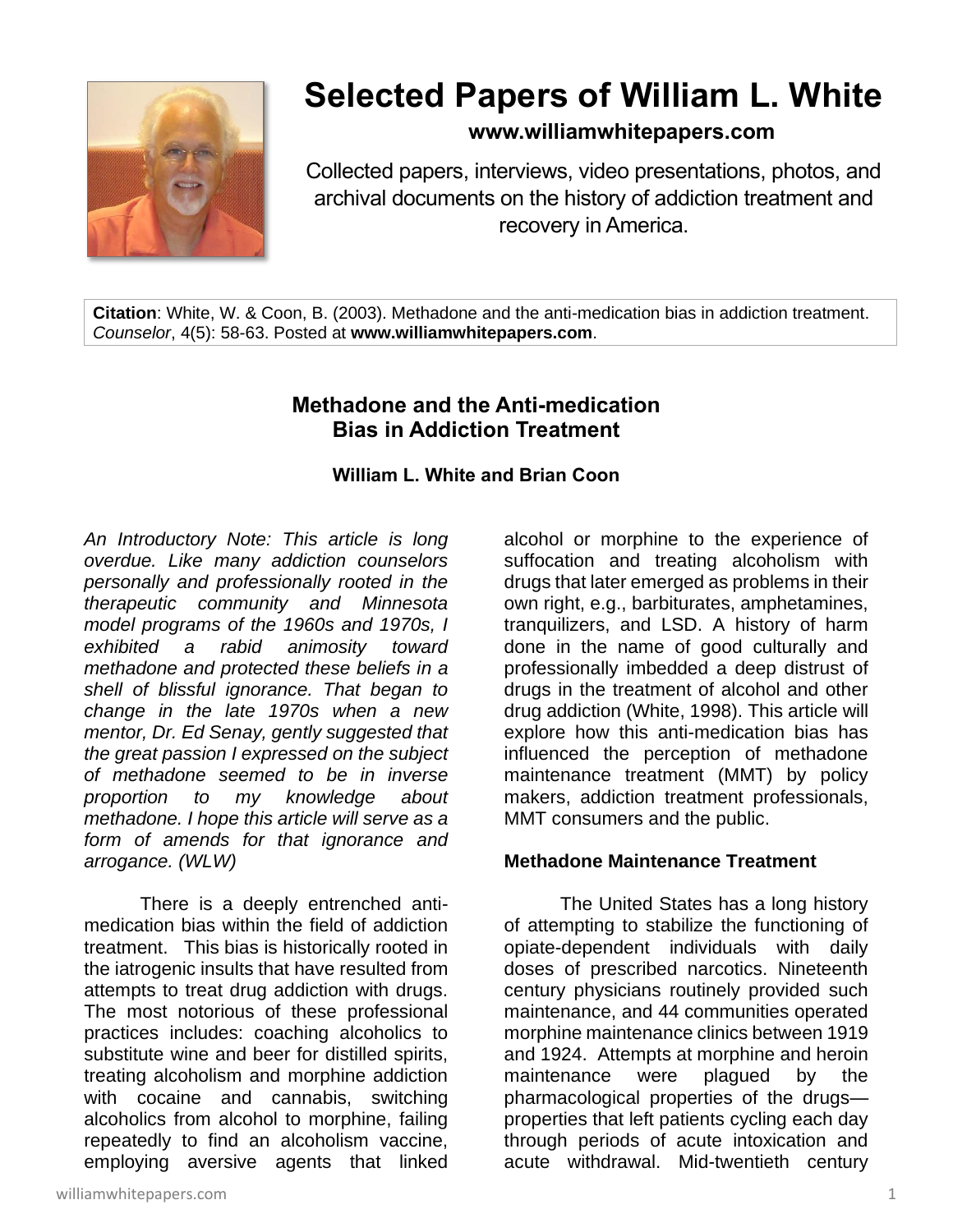# Selected Papers of William L. White

**www.williamwhitepapers.com**

Collected papers, interviews, video presentations, photos, and archival documents on the history of addiction treatment and recovery in America.

**Citation**: White, W. & Coon, B. (2003). Methadone and the anti-medication bias in addiction treatment. *Counselor*, 4(5): 58-63. Posted at **www.williamwhitepapers.com**.

## Methadone and the Anti-medication Bias in Addiction Treatment

**William L. White and Brian Coon**

*An Introductory Note: This article is long overdue. Like many addiction counselors personally and professionally rooted in the therapeutic community and Minnesota model programs of the 1960s and 1970s, I exhibited a rabid animosity toward methadone and protected these beliefs in a shell of blissful ignorance. That began to change in the late 1970s when a new mentor, Dr. Ed Senay, gently suggested that the great passion I expressed on the subject of methadone seemed to be in inverse proportion to my knowledge about methadone. I hope this article will serve as a form of amends for that ignorance and arrogance. (WLW)*

There is a deeply entrenched anti-medication bias within the field of addiction treatment. This bias is historically rooted in the iatrogenic insults that have resulted from attempts to treat drug addiction with drugs. The most notorious of these professional practices includes: coaching alcoholics to substitute wine and beer for distilled spirits, treating alcoholism and morphine addiction with cocaine and cannabis, switching alcoholics from alcohol to morphine, failing repeatedly to find an alcoholism vaccine, employing aversive agents that linked alcohol or morphine to the experience of suffocation and treating alcoholism with drugs that later emerged as problems in their own right, e.g., barbiturates, amphetamines, tranquilizers, and LSD. A history of harm done in the name of good culturally and professionally imbedded a deep distrust of drugs in the treatment of alcohol and other drug addiction (White, 1998). This article will explore how this anti-medication bias has influenced the perception of methadone maintenance treatment (MMT) by policy makers, addiction treatment professionals, MMT consumers and the public.

### Methadone Maintenance Treatment

The United States has a long history of attempting to stabilize the functioning of opiate-dependent individuals with daily doses of prescribed narcotics. Nineteenth century physicians routinely provided such maintenance, and 44 communities operated morphine maintenance clinics between 1919 and 1924. Attempts at morphine and heroin maintenance were plagued by the pharmacological properties of the drugs—properties that left patients cycling each day through periods of acute intoxication and acute withdrawal. Mid-twentieth century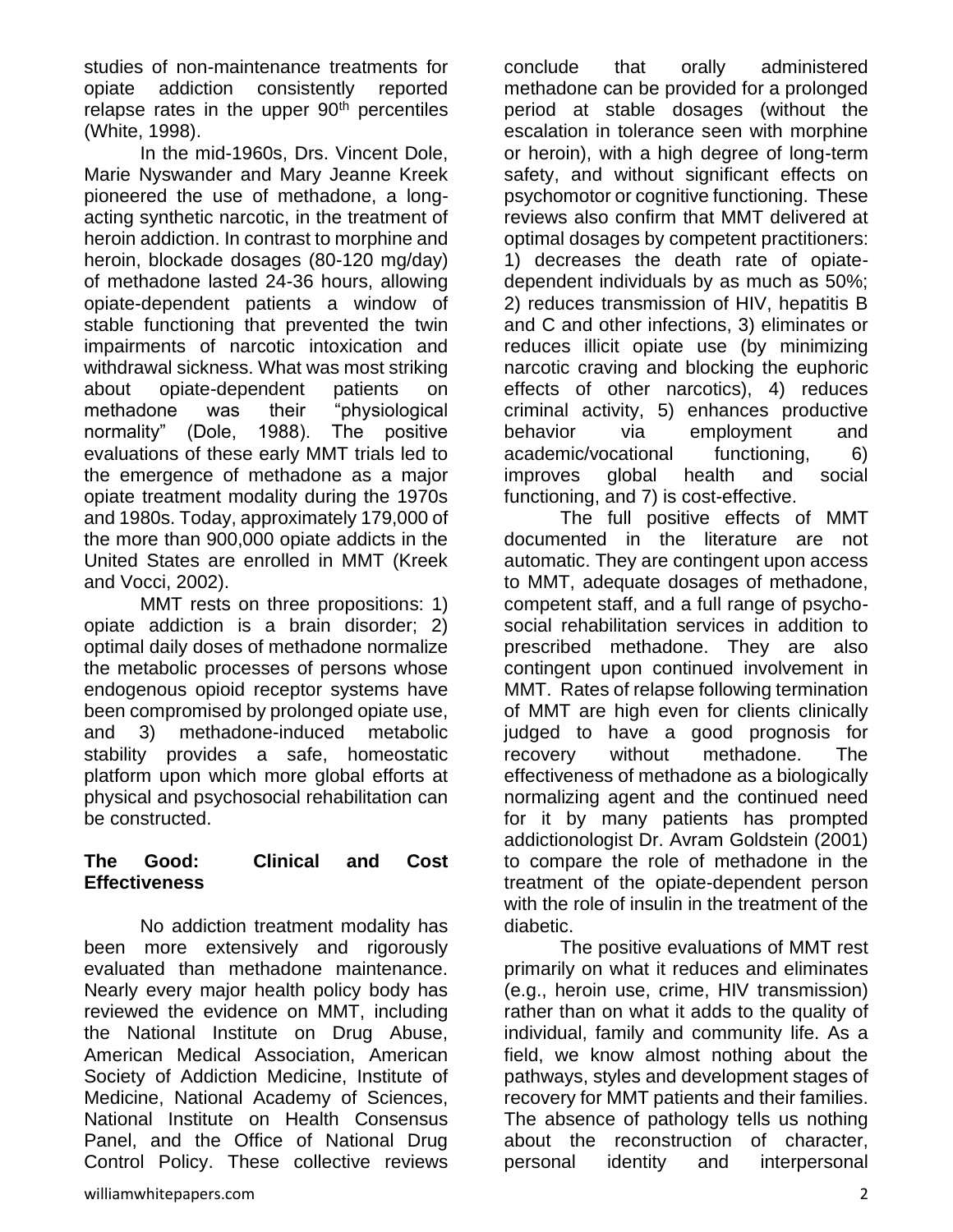studies of non-maintenance treatments for opiate addiction consistently reported relapse rates in the upper 90th percentiles (White, 1998).

In the mid-1960s, Drs. Vincent Dole, Marie Nyswander and Mary Jeanne Kreek pioneered the use of methadone, a long-acting synthetic narcotic, in the treatment of heroin addiction. In contrast to morphine and heroin, blockade dosages (80-120 mg/day) of methadone lasted 24-36 hours, allowing opiate-dependent patients a window of stable functioning that prevented the twin impairments of narcotic intoxication and withdrawal sickness. What was most striking about opiate-dependent patients on methadone was their "physiological normality" (Dole, 1988). The positive evaluations of these early MMT trials led to the emergence of methadone as a major opiate treatment modality during the 1970s and 1980s. Today, approximately 179,000 of the more than 900,000 opiate addicts in the United States are enrolled in MMT (Kreek and Vocci, 2002).

MMT rests on three propositions: 1) opiate addiction is a brain disorder; 2) optimal daily doses of methadone normalize the metabolic processes of persons whose endogenous opioid receptor systems have been compromised by prolonged opiate use, and 3) methadone-induced metabolic stability provides a safe, homeostatic platform upon which more global efforts at physical and psychosocial rehabilitation can be constructed.

## The Good: Clinical and Cost Effectiveness

No addiction treatment modality has been more extensively and rigorously evaluated than methadone maintenance. Nearly every major health policy body has reviewed the evidence on MMT, including the National Institute on Drug Abuse, American Medical Association, American Society of Addiction Medicine, Institute of Medicine, National Academy of Sciences, National Institute on Health Consensus Panel, and the Office of National Drug Control Policy. These collective reviews conclude that orally administered methadone can be provided for a prolonged period at stable dosages (without the escalation in tolerance seen with morphine or heroin), with a high degree of long-term safety, and without significant effects on psychomotor or cognitive functioning. These reviews also confirm that MMT delivered at optimal dosages by competent practitioners: 1) decreases the death rate of opiate-dependent individuals by as much as 50%; 2) reduces transmission of HIV, hepatitis B and C and other infections, 3) eliminates or reduces illicit opiate use (by minimizing narcotic craving and blocking the euphoric effects of other narcotics), 4) reduces criminal activity, 5) enhances productive behavior via employment and academic/vocational functioning, 6) improves global health and social functioning, and 7) is cost-effective.

The full positive effects of MMT documented in the literature are not automatic. They are contingent upon access to MMT, adequate dosages of methadone, competent staff, and a full range of psycho-social rehabilitation services in addition to prescribed methadone. They are also contingent upon continued involvement in MMT. Rates of relapse following termination of MMT are high even for clients clinically judged to have a good prognosis for recovery without methadone. The effectiveness of methadone as a biologically normalizing agent and the continued need for it by many patients has prompted addictionologist Dr. Avram Goldstein (2001) to compare the role of methadone in the treatment of the opiate-dependent person with the role of insulin in the treatment of the diabetic.

The positive evaluations of MMT rest primarily on what it reduces and eliminates (e.g., heroin use, crime, HIV transmission) rather than on what it adds to the quality of individual, family and community life. As a field, we know almost nothing about the pathways, styles and development stages of recovery for MMT patients and their families. The absence of pathology tells us nothing about the reconstruction of character, personal identity and interpersonal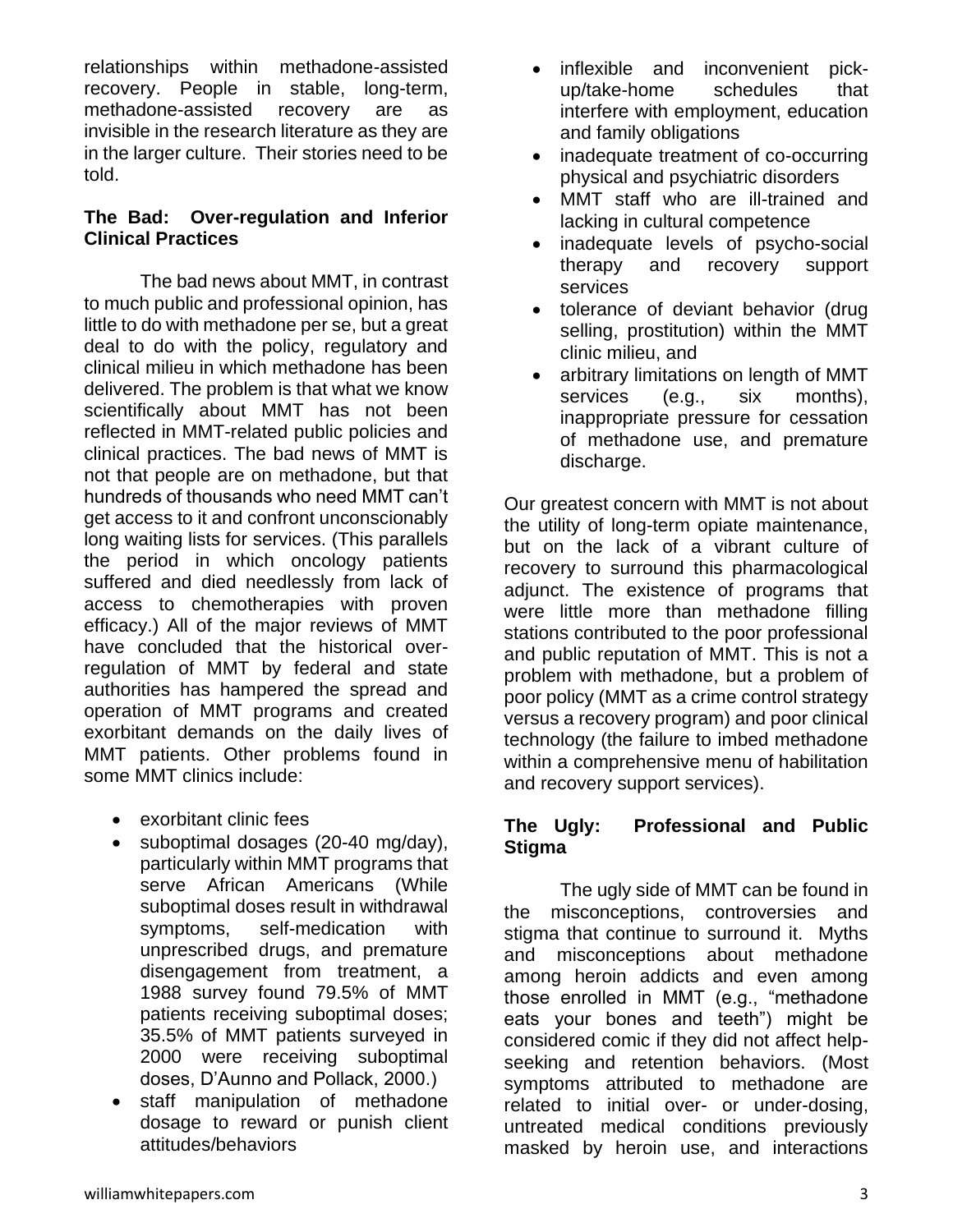relationships within methadone-assisted recovery. People in stable, long-term, methadone-assisted recovery are as invisible in the research literature as they are in the larger culture. Their stories need to be told.

**The Bad: Over-regulation and Inferior Clinical Practices**

The bad news about MMT, in contrast to much public and professional opinion, has little to do with methadone per se, but a great deal to do with the policy, regulatory and clinical milieu in which methadone has been delivered. The problem is that what we know scientifically about MMT has not been reflected in MMT-related public policies and clinical practices. The bad news of MMT is not that people are on methadone, but that hundreds of thousands who need MMT can't get access to it and confront unconscionably long waiting lists for services. (This parallels the period in which oncology patients suffered and died needlessly from lack of access to chemotherapies with proven efficacy.) All of the major reviews of MMT have concluded that the historical over-regulation of MMT by federal and state authorities has hampered the spread and operation of MMT programs and created exorbitant demands on the daily lives of MMT patients. Other problems found in some MMT clinics include:

- exorbitant clinic fees
- suboptimal dosages (20-40 mg/day), particularly within MMT programs that serve African Americans (While suboptimal doses result in withdrawal symptoms, self-medication with unprescribed drugs, and premature disengagement from treatment, a 1988 survey found 79.5% of MMT patients receiving suboptimal doses; 35.5% of MMT patients surveyed in 2000 were receiving suboptimal doses, D'Aunno and Pollack, 2000.)
- staff manipulation of methadone dosage to reward or punish client attitudes/behaviors
- inflexible and inconvenient pick-up/take-home schedules that interfere with employment, education and family obligations
- inadequate treatment of co-occurring physical and psychiatric disorders
- MMT staff who are ill-trained and lacking in cultural competence
- inadequate levels of psycho-social therapy and recovery support services
- tolerance of deviant behavior (drug selling, prostitution) within the MMT clinic milieu, and
- arbitrary limitations on length of MMT services (e.g., six months), inappropriate pressure for cessation of methadone use, and premature discharge.

Our greatest concern with MMT is not about the utility of long-term opiate maintenance, but on the lack of a vibrant culture of recovery to surround this pharmacological adjunct. The existence of programs that were little more than methadone filling stations contributed to the poor professional and public reputation of MMT. This is not a problem with methadone, but a problem of poor policy (MMT as a crime control strategy versus a recovery program) and poor clinical technology (the failure to imbed methadone within a comprehensive menu of habilitation and recovery support services).

**The Ugly: Professional and Public Stigma**

The ugly side of MMT can be found in the misconceptions, controversies and stigma that continue to surround it. Myths and misconceptions about methadone among heroin addicts and even among those enrolled in MMT (e.g., "methadone eats your bones and teeth") might be considered comic if they did not affect help-seeking and retention behaviors. (Most symptoms attributed to methadone are related to initial over- or under-dosing, untreated medical conditions previously masked by heroin use, and interactions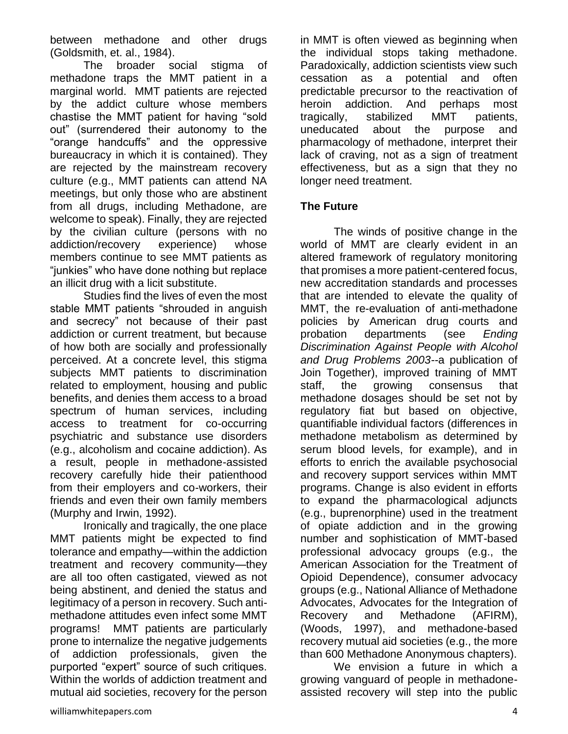between methadone and other drugs (Goldsmith, et. al., 1984).

The broader social stigma of methadone traps the MMT patient in a marginal world. MMT patients are rejected by the addict culture whose members chastise the MMT patient for having "sold out" (surrendered their autonomy to the "orange handcuffs" and the oppressive bureaucracy in which it is contained). They are rejected by the mainstream recovery culture (e.g., MMT patients can attend NA meetings, but only those who are abstinent from all drugs, including Methadone, are welcome to speak). Finally, they are rejected by the civilian culture (persons with no addiction/recovery experience) whose members continue to see MMT patients as "junkies" who have done nothing but replace an illicit drug with a licit substitute.

Studies find the lives of even the most stable MMT patients "shrouded in anguish and secrecy" not because of their past addiction or current treatment, but because of how both are socially and professionally perceived. At a concrete level, this stigma subjects MMT patients to discrimination related to employment, housing and public benefits, and denies them access to a broad spectrum of human services, including access to treatment for co-occurring psychiatric and substance use disorders (e.g., alcoholism and cocaine addiction). As a result, people in methadone-assisted recovery carefully hide their patienthood from their employers and co-workers, their friends and even their own family members (Murphy and Irwin, 1992).

Ironically and tragically, the one place MMT patients might be expected to find tolerance and empathy—within the addiction treatment and recovery community—they are all too often castigated, viewed as not being abstinent, and denied the status and legitimacy of a person in recovery. Such anti-methadone attitudes even infect some MMT programs! MMT patients are particularly prone to internalize the negative judgements of addiction professionals, given the purported "expert" source of such critiques. Within the worlds of addiction treatment and mutual aid societies, recovery for the person in MMT is often viewed as beginning when the individual stops taking methadone. Paradoxically, addiction scientists view such cessation as a potential and often predictable precursor to the reactivation of heroin addiction. And perhaps most tragically, stabilized MMT patients, uneducated about the purpose and pharmacology of methadone, interpret their lack of craving, not as a sign of treatment effectiveness, but as a sign that they no longer need treatment.

**The Future**

The winds of positive change in the world of MMT are clearly evident in an altered framework of regulatory monitoring that promises a more patient-centered focus, new accreditation standards and processes that are intended to elevate the quality of MMT, the re-evaluation of anti-methadone policies by American drug courts and probation departments (see *Ending Discrimination Against People with Alcohol and Drug Problems 2003*--a publication of Join Together), improved training of MMT staff, the growing consensus that methadone dosages should be set not by regulatory fiat but based on objective, quantifiable individual factors (differences in methadone metabolism as determined by serum blood levels, for example), and in efforts to enrich the available psychosocial and recovery support services within MMT programs. Change is also evident in efforts to expand the pharmacological adjuncts (e.g., buprenorphine) used in the treatment of opiate addiction and in the growing number and sophistication of MMT-based professional advocacy groups (e.g., the American Association for the Treatment of Opioid Dependence), consumer advocacy groups (e.g., National Alliance of Methadone Advocates, Advocates for the Integration of Recovery and Methadone (AFIRM), (Woods, 1997), and methadone-based recovery mutual aid societies (e.g., the more than 600 Methadone Anonymous chapters).

We envision a future in which a growing vanguard of people in methadone-assisted recovery will step into the public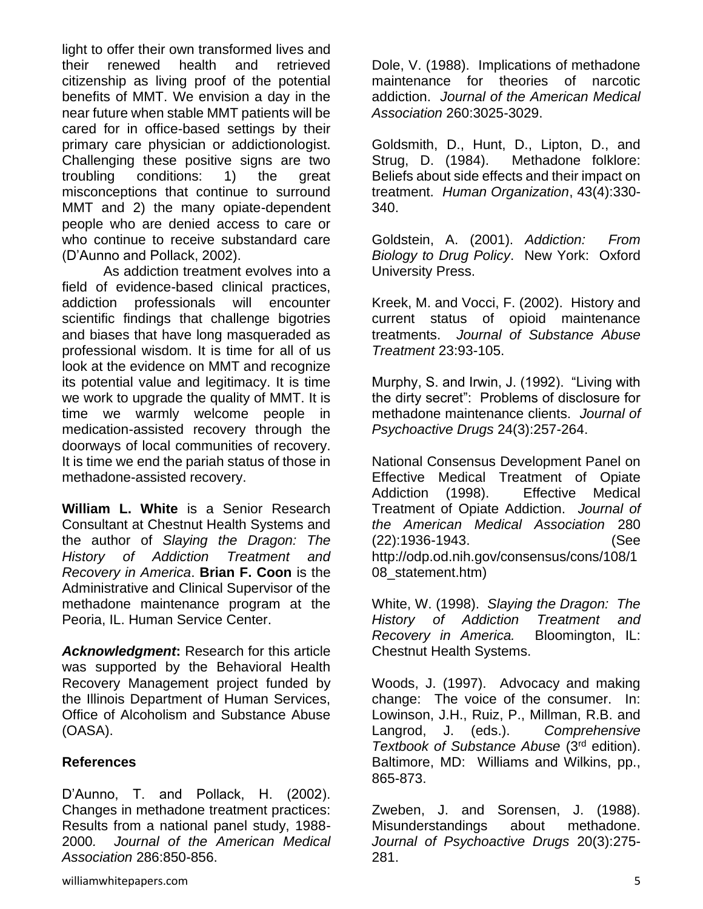light to offer their own transformed lives and their renewed health and retrieved citizenship as living proof of the potential benefits of MMT. We envision a day in the near future when stable MMT patients will be cared for in office-based settings by their primary care physician or addictionologist. Challenging these positive signs are two troubling conditions: 1) the great misconceptions that continue to surround MMT and 2) the many opiate-dependent people who are denied access to care or who continue to receive substandard care (D'Aunno and Pollack, 2002).

As addiction treatment evolves into a field of evidence-based clinical practices, addiction professionals will encounter scientific findings that challenge bigotries and biases that have long masqueraded as professional wisdom. It is time for all of us look at the evidence on MMT and recognize its potential value and legitimacy. It is time we work to upgrade the quality of MMT. It is time we warmly welcome people in medication-assisted recovery through the doorways of local communities of recovery. It is time we end the pariah status of those in methadone-assisted recovery.

**William L. White** is a Senior Research Consultant at Chestnut Health Systems and the author of *Slaying the Dragon: The History of Addiction Treatment and Recovery in America*. **Brian F. Coon** is the Administrative and Clinical Supervisor of the methadone maintenance program at the Peoria, IL. Human Service Center.

***Acknowledgment*:** Research for this article was supported by the Behavioral Health Recovery Management project funded by the Illinois Department of Human Services, Office of Alcoholism and Substance Abuse (OASA).

## References

D'Aunno, T. and Pollack, H. (2002). Changes in methadone treatment practices: Results from a national panel study, 1988-2000. *Journal of the American Medical Association* 286:850-856.

Dole, V. (1988). Implications of methadone maintenance for theories of narcotic addiction. *Journal of the American Medical Association* 260:3025-3029.

Goldsmith, D., Hunt, D., Lipton, D., and Strug, D. (1984). Methadone folklore: Beliefs about side effects and their impact on treatment. *Human Organization*, 43(4):330-340.

Goldstein, A. (2001). *Addiction: From Biology to Drug Policy*. New York: Oxford University Press.

Kreek, M. and Vocci, F. (2002). History and current status of opioid maintenance treatments. *Journal of Substance Abuse Treatment* 23:93-105.

Murphy, S. and Irwin, J. (1992). "Living with the dirty secret": Problems of disclosure for methadone maintenance clients. *Journal of Psychoactive Drugs* 24(3):257-264.

National Consensus Development Panel on Effective Medical Treatment of Opiate Addiction (1998). Effective Medical Treatment of Opiate Addiction. *Journal of the American Medical Association* 280 (22):1936-1943. (See http://odp.od.nih.gov/consensus/cons/108/108_statement.htm)

White, W. (1998). *Slaying the Dragon: The History of Addiction Treatment and Recovery in America.* Bloomington, IL: Chestnut Health Systems.

Woods, J. (1997). Advocacy and making change: The voice of the consumer. In: Lowinson, J.H., Ruiz, P., Millman, R.B. and Langrod, J. (eds.). *Comprehensive Textbook of Substance Abuse* (3rd edition). Baltimore, MD: Williams and Wilkins, pp., 865-873.

Zweben, J. and Sorensen, J. (1988). Misunderstandings about methadone. *Journal of Psychoactive Drugs* 20(3):275-281.